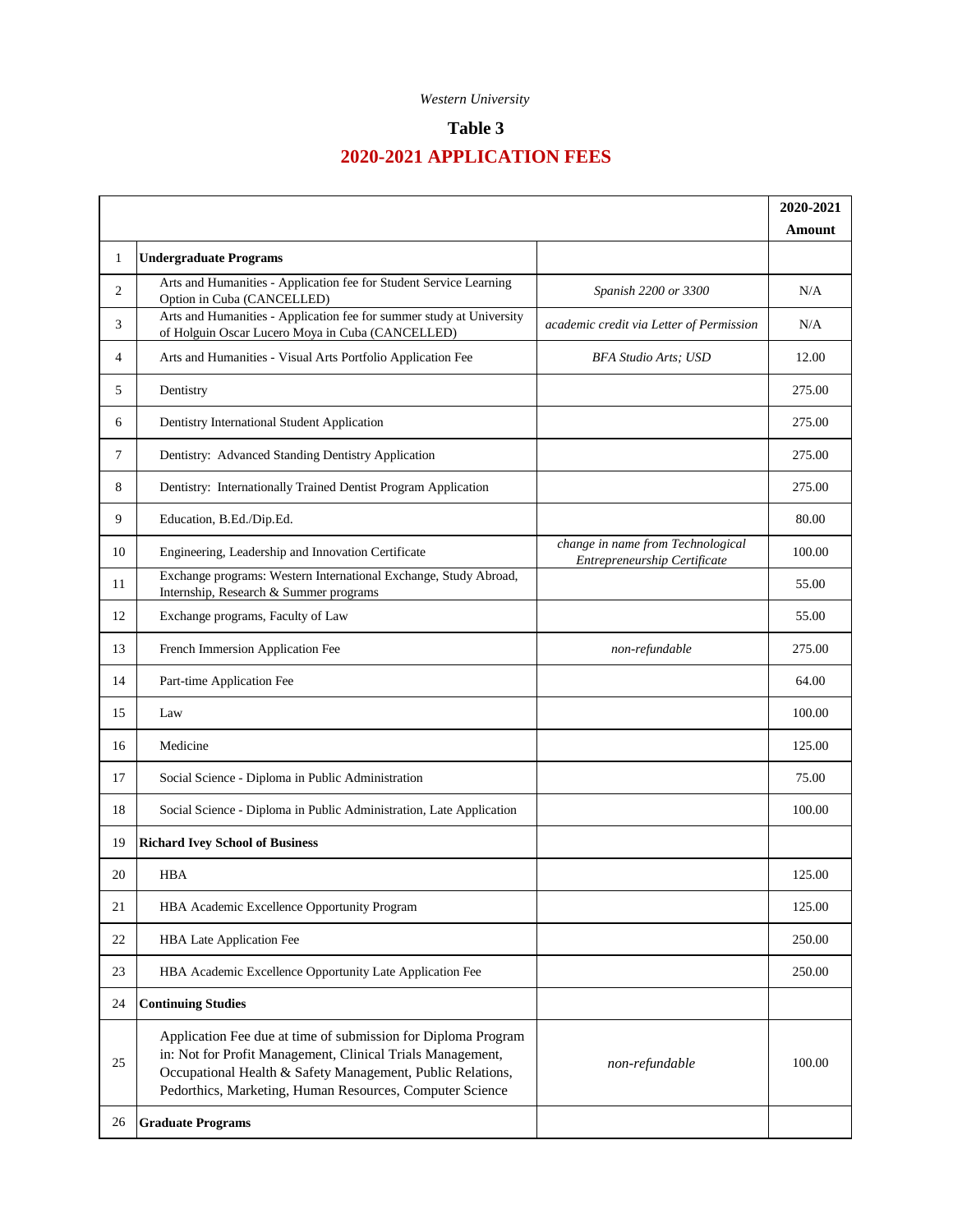*Western University*

# Table 3

## 2020-2021 APPLICATION FEES

| | | | 2020-2021 Amount |
|---|---|---|---|
| 1 | **Undergraduate Programs** | | |
| 2 | Arts and Humanities - Application fee for Student Service Learning Option in Cuba (CANCELLED) | *Spanish 2200 or 3300* | N/A |
| 3 | Arts and Humanities - Application fee for summer study at University of Holguin Oscar Lucero Moya in Cuba (CANCELLED) | *academic credit via Letter of Permission* | N/A |
| 4 | Arts and Humanities - Visual Arts Portfolio Application Fee | *BFA Studio Arts; USD* | 12.00 |
| 5 | Dentistry | | 275.00 |
| 6 | Dentistry International Student Application | | 275.00 |
| 7 | Dentistry: Advanced Standing Dentistry Application | | 275.00 |
| 8 | Dentistry: Internationally Trained Dentist Program Application | | 275.00 |
| 9 | Education, B.Ed./Dip.Ed. | | 80.00 |
| 10 | Engineering, Leadership and Innovation Certificate | *change in name from Technological Entrepreneurship Certificate* | 100.00 |
| 11 | Exchange programs: Western International Exchange, Study Abroad, Internship, Research & Summer programs | | 55.00 |
| 12 | Exchange programs, Faculty of Law | | 55.00 |
| 13 | French Immersion Application Fee | *non-refundable* | 275.00 |
| 14 | Part-time Application Fee | | 64.00 |
| 15 | Law | | 100.00 |
| 16 | Medicine | | 125.00 |
| 17 | Social Science - Diploma in Public Administration | | 75.00 |
| 18 | Social Science - Diploma in Public Administration, Late Application | | 100.00 |
| 19 | **Richard Ivey School of Business** | | |
| 20 | HBA | | 125.00 |
| 21 | HBA Academic Excellence Opportunity Program | | 125.00 |
| 22 | HBA Late Application Fee | | 250.00 |
| 23 | HBA Academic Excellence Opportunity Late Application Fee | | 250.00 |
| 24 | **Continuing Studies** | | |
| 25 | Application Fee due at time of submission for Diploma Program in: Not for Profit Management, Clinical Trials Management, Occupational Health & Safety Management, Public Relations, Pedorthics, Marketing, Human Resources, Computer Science | *non-refundable* | 100.00 |
| 26 | **Graduate Programs** | | |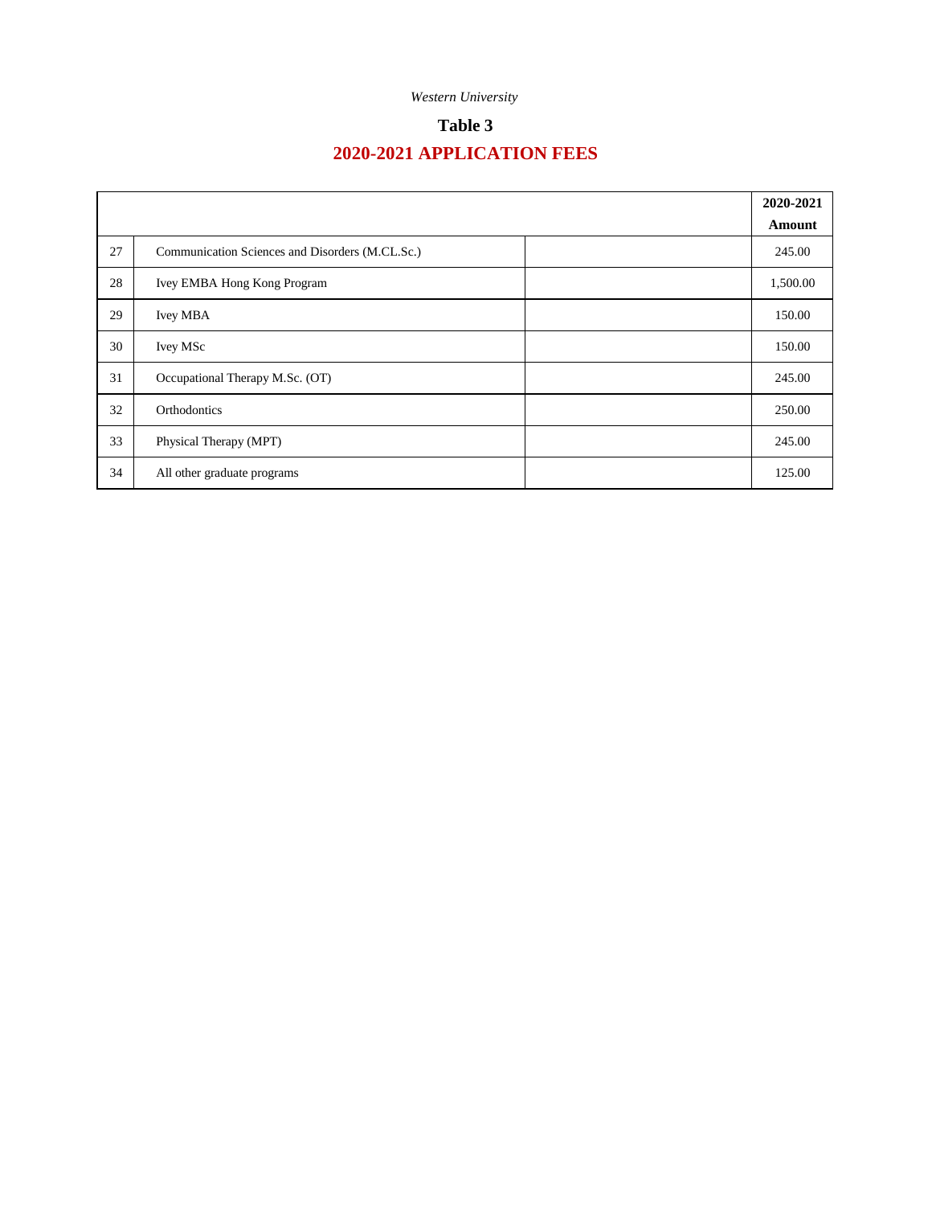*Western University*

## Table 3

## 2020-2021 APPLICATION FEES

| | | | 2020-2021 Amount |
|---|---|---|---|
| 27 | Communication Sciences and Disorders (M.CL.Sc.) | | 245.00 |
| 28 | Ivey EMBA Hong Kong Program | | 1,500.00 |
| 29 | Ivey MBA | | 150.00 |
| 30 | Ivey MSc | | 150.00 |
| 31 | Occupational Therapy M.Sc. (OT) | | 245.00 |
| 32 | Orthodontics | | 250.00 |
| 33 | Physical Therapy (MPT) | | 245.00 |
| 34 | All other graduate programs | | 125.00 |